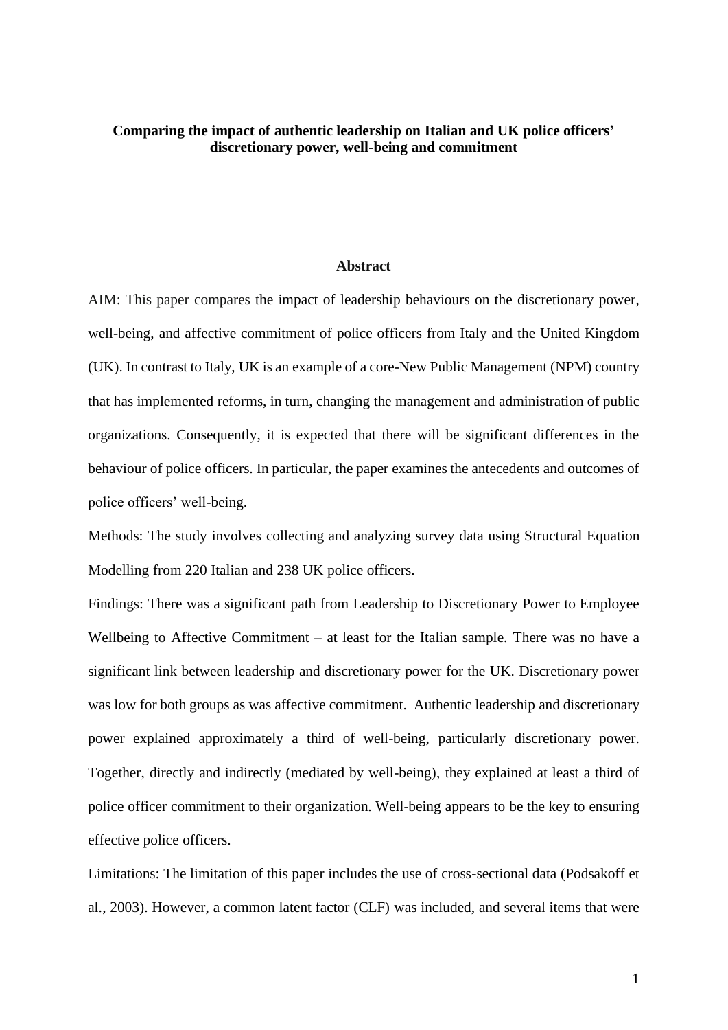# Comparing the impact of authentic leadership on Italian and UK police officers' discretionary power, well-being and commitment

## Abstract

AIM: This paper compares the impact of leadership behaviours on the discretionary power, well-being, and affective commitment of police officers from Italy and the United Kingdom (UK). In contrast to Italy, UK is an example of a core-New Public Management (NPM) country that has implemented reforms, in turn, changing the management and administration of public organizations. Consequently, it is expected that there will be significant differences in the behaviour of police officers. In particular, the paper examines the antecedents and outcomes of police officers' well-being.

Methods: The study involves collecting and analyzing survey data using Structural Equation Modelling from 220 Italian and 238 UK police officers.

Findings: There was a significant path from Leadership to Discretionary Power to Employee Wellbeing to Affective Commitment – at least for the Italian sample. There was no have a significant link between leadership and discretionary power for the UK. Discretionary power was low for both groups as was affective commitment. Authentic leadership and discretionary power explained approximately a third of well-being, particularly discretionary power. Together, directly and indirectly (mediated by well-being), they explained at least a third of police officer commitment to their organization. Well-being appears to be the key to ensuring effective police officers.

Limitations: The limitation of this paper includes the use of cross-sectional data (Podsakoff et al., 2003). However, a common latent factor (CLF) was included, and several items that were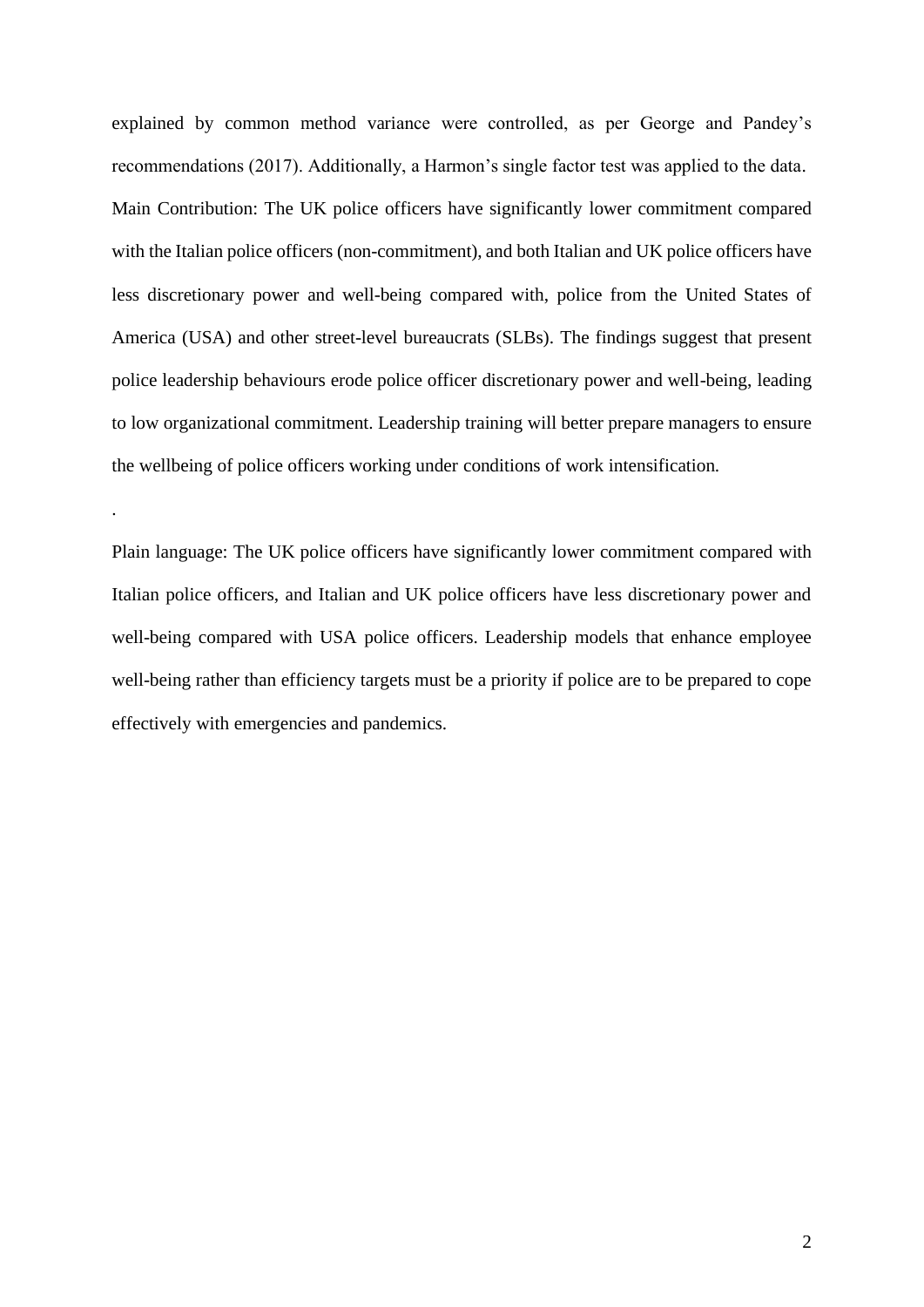explained by common method variance were controlled, as per George and Pandey's recommendations (2017). Additionally, a Harmon's single factor test was applied to the data.

Main Contribution: The UK police officers have significantly lower commitment compared with the Italian police officers (non-commitment), and both Italian and UK police officers have less discretionary power and well-being compared with, police from the United States of America (USA) and other street-level bureaucrats (SLBs). The findings suggest that present police leadership behaviours erode police officer discretionary power and well-being, leading to low organizational commitment. Leadership training will better prepare managers to ensure the wellbeing of police officers working under conditions of work intensification.

.

Plain language: The UK police officers have significantly lower commitment compared with Italian police officers, and Italian and UK police officers have less discretionary power and well-being compared with USA police officers. Leadership models that enhance employee well-being rather than efficiency targets must be a priority if police are to be prepared to cope effectively with emergencies and pandemics.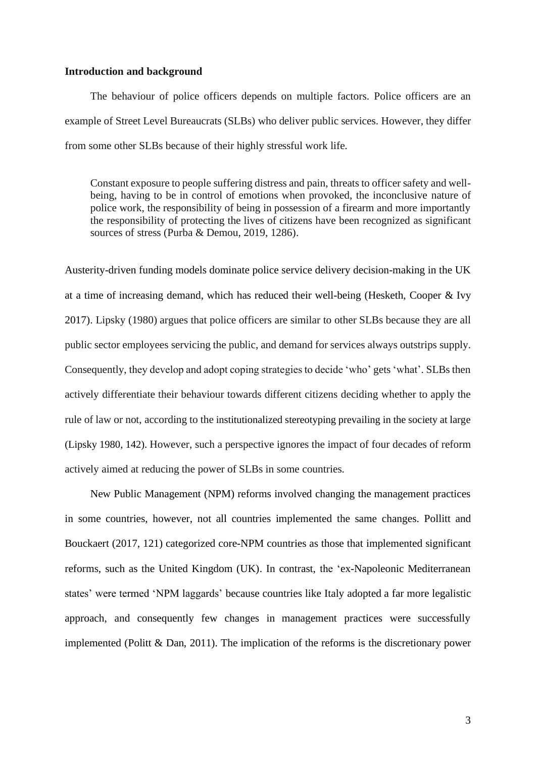**Introduction and background**

The behaviour of police officers depends on multiple factors. Police officers are an example of Street Level Bureaucrats (SLBs) who deliver public services. However, they differ from some other SLBs because of their highly stressful work life.

> Constant exposure to people suffering distress and pain, threats to officer safety and well-being, having to be in control of emotions when provoked, the inconclusive nature of police work, the responsibility of being in possession of a firearm and more importantly the responsibility of protecting the lives of citizens have been recognized as significant sources of stress (Purba & Demou, 2019, 1286).

Austerity-driven funding models dominate police service delivery decision-making in the UK at a time of increasing demand, which has reduced their well-being (Hesketh, Cooper & Ivy 2017). Lipsky (1980) argues that police officers are similar to other SLBs because they are all public sector employees servicing the public, and demand for services always outstrips supply. Consequently, they develop and adopt coping strategies to decide 'who' gets 'what'. SLBs then actively differentiate their behaviour towards different citizens deciding whether to apply the rule of law or not, according to the institutionalized stereotyping prevailing in the society at large (Lipsky 1980, 142). However, such a perspective ignores the impact of four decades of reform actively aimed at reducing the power of SLBs in some countries.

New Public Management (NPM) reforms involved changing the management practices in some countries, however, not all countries implemented the same changes. Pollitt and Bouckaert (2017, 121) categorized core-NPM countries as those that implemented significant reforms, such as the United Kingdom (UK). In contrast, the 'ex-Napoleonic Mediterranean states' were termed 'NPM laggards' because countries like Italy adopted a far more legalistic approach, and consequently few changes in management practices were successfully implemented (Politt & Dan, 2011). The implication of the reforms is the discretionary power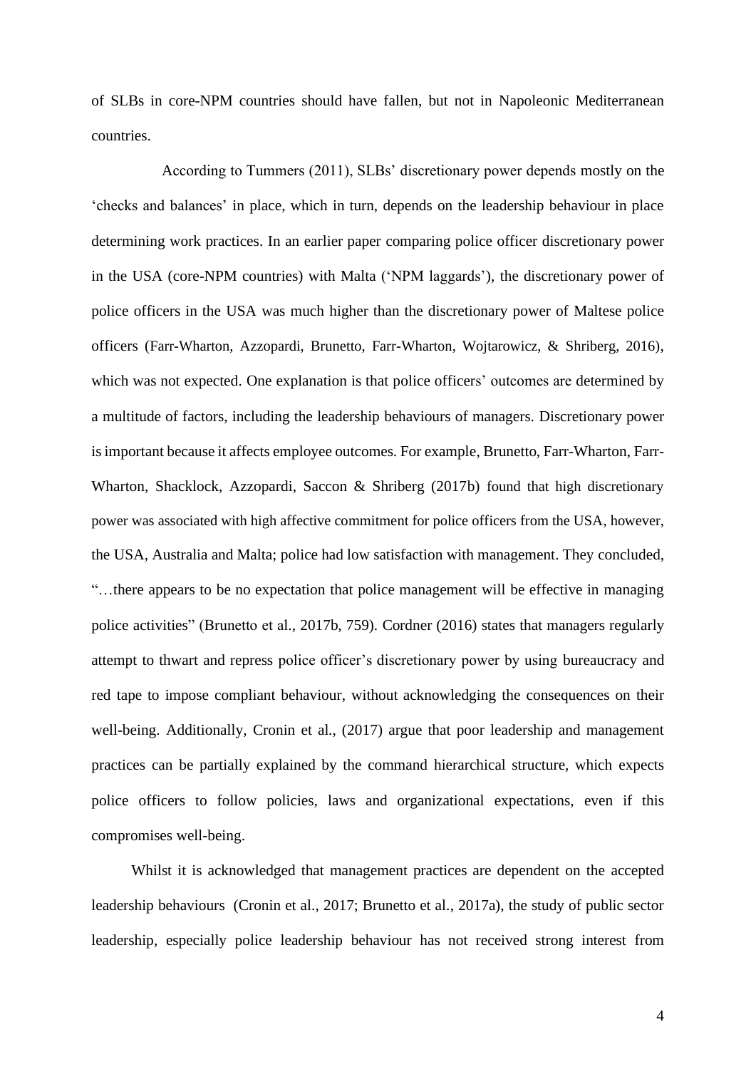of SLBs in core-NPM countries should have fallen, but not in Napoleonic Mediterranean countries.

According to Tummers (2011), SLBs' discretionary power depends mostly on the 'checks and balances' in place, which in turn, depends on the leadership behaviour in place determining work practices. In an earlier paper comparing police officer discretionary power in the USA (core-NPM countries) with Malta ('NPM laggards'), the discretionary power of police officers in the USA was much higher than the discretionary power of Maltese police officers (Farr-Wharton, Azzopardi, Brunetto, Farr-Wharton, Wojtarowicz, & Shriberg, 2016), which was not expected. One explanation is that police officers' outcomes are determined by a multitude of factors, including the leadership behaviours of managers. Discretionary power is important because it affects employee outcomes. For example, Brunetto, Farr-Wharton, Farr-Wharton, Shacklock, Azzopardi, Saccon & Shriberg (2017b) found that high discretionary power was associated with high affective commitment for police officers from the USA, however, the USA, Australia and Malta; police had low satisfaction with management. They concluded, "…there appears to be no expectation that police management will be effective in managing police activities" (Brunetto et al., 2017b, 759). Cordner (2016) states that managers regularly attempt to thwart and repress police officer's discretionary power by using bureaucracy and red tape to impose compliant behaviour, without acknowledging the consequences on their well-being. Additionally, Cronin et al., (2017) argue that poor leadership and management practices can be partially explained by the command hierarchical structure, which expects police officers to follow policies, laws and organizational expectations, even if this compromises well-being.

Whilst it is acknowledged that management practices are dependent on the accepted leadership behaviours (Cronin et al., 2017; Brunetto et al., 2017a), the study of public sector leadership, especially police leadership behaviour has not received strong interest from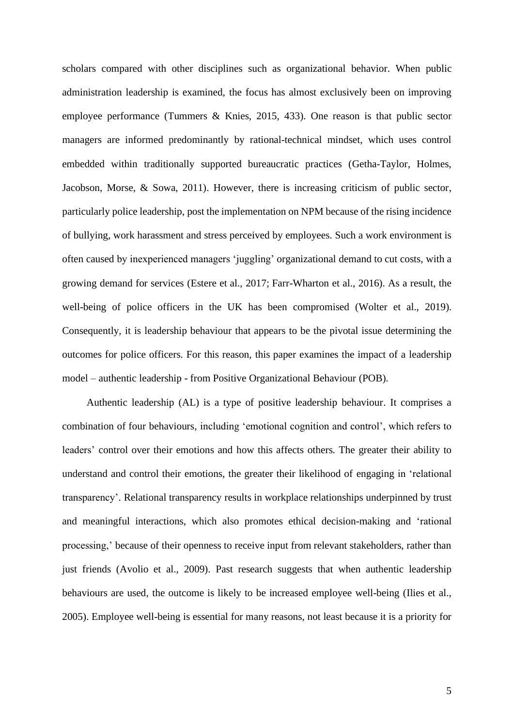scholars compared with other disciplines such as organizational behavior. When public administration leadership is examined, the focus has almost exclusively been on improving employee performance (Tummers & Knies, 2015, 433). One reason is that public sector managers are informed predominantly by rational-technical mindset, which uses control embedded within traditionally supported bureaucratic practices (Getha-Taylor, Holmes, Jacobson, Morse, & Sowa, 2011). However, there is increasing criticism of public sector, particularly police leadership, post the implementation on NPM because of the rising incidence of bullying, work harassment and stress perceived by employees. Such a work environment is often caused by inexperienced managers 'juggling' organizational demand to cut costs, with a growing demand for services (Estere et al., 2017; Farr-Wharton et al., 2016). As a result, the well-being of police officers in the UK has been compromised (Wolter et al., 2019). Consequently, it is leadership behaviour that appears to be the pivotal issue determining the outcomes for police officers. For this reason, this paper examines the impact of a leadership model – authentic leadership - from Positive Organizational Behaviour (POB).

Authentic leadership (AL) is a type of positive leadership behaviour. It comprises a combination of four behaviours, including 'emotional cognition and control', which refers to leaders' control over their emotions and how this affects others. The greater their ability to understand and control their emotions, the greater their likelihood of engaging in 'relational transparency'. Relational transparency results in workplace relationships underpinned by trust and meaningful interactions, which also promotes ethical decision-making and 'rational processing,' because of their openness to receive input from relevant stakeholders, rather than just friends (Avolio et al., 2009). Past research suggests that when authentic leadership behaviours are used, the outcome is likely to be increased employee well-being (Ilies et al., 2005). Employee well-being is essential for many reasons, not least because it is a priority for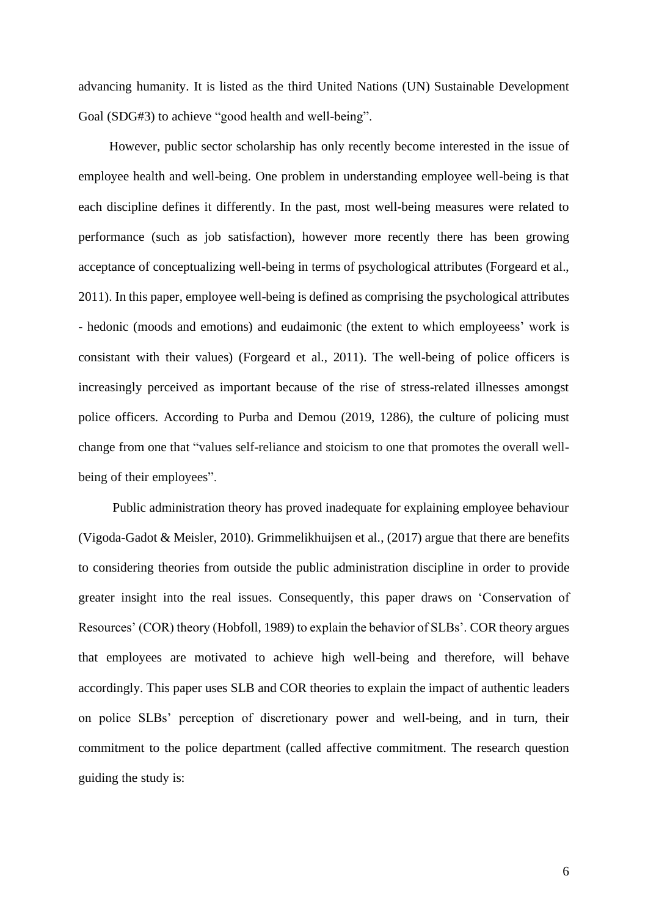advancing humanity. It is listed as the third United Nations (UN) Sustainable Development Goal (SDG#3) to achieve "good health and well-being".

However, public sector scholarship has only recently become interested in the issue of employee health and well-being. One problem in understanding employee well-being is that each discipline defines it differently. In the past, most well-being measures were related to performance (such as job satisfaction), however more recently there has been growing acceptance of conceptualizing well-being in terms of psychological attributes (Forgeard et al., 2011). In this paper, employee well-being is defined as comprising the psychological attributes - hedonic (moods and emotions) and eudaimonic (the extent to which employeess' work is consistant with their values) (Forgeard et al., 2011). The well-being of police officers is increasingly perceived as important because of the rise of stress-related illnesses amongst police officers. According to Purba and Demou (2019, 1286), the culture of policing must change from one that "values self-reliance and stoicism to one that promotes the overall well-being of their employees".

Public administration theory has proved inadequate for explaining employee behaviour (Vigoda-Gadot & Meisler, 2010). Grimmelikhuijsen et al., (2017) argue that there are benefits to considering theories from outside the public administration discipline in order to provide greater insight into the real issues. Consequently, this paper draws on 'Conservation of Resources' (COR) theory (Hobfoll, 1989) to explain the behavior of SLBs'. COR theory argues that employees are motivated to achieve high well-being and therefore, will behave accordingly. This paper uses SLB and COR theories to explain the impact of authentic leaders on police SLBs' perception of discretionary power and well-being, and in turn, their commitment to the police department (called affective commitment. The research question guiding the study is: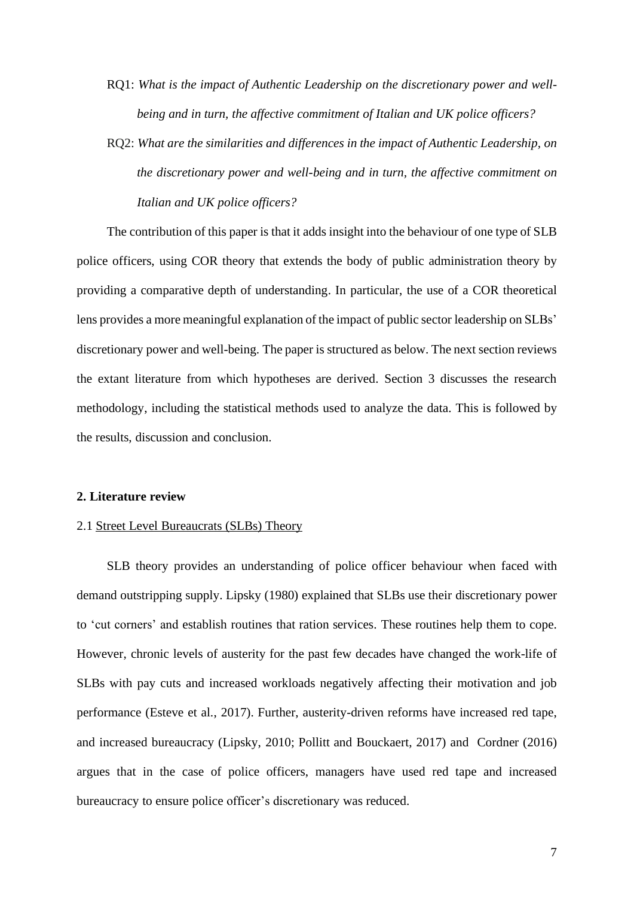RQ1: *What is the impact of Authentic Leadership on the discretionary power and well-being and in turn, the affective commitment of Italian and UK police officers?*

RQ2: *What are the similarities and differences in the impact of Authentic Leadership, on the discretionary power and well-being and in turn, the affective commitment on Italian and UK police officers?*

The contribution of this paper is that it adds insight into the behaviour of one type of SLB police officers, using COR theory that extends the body of public administration theory by providing a comparative depth of understanding. In particular, the use of a COR theoretical lens provides a more meaningful explanation of the impact of public sector leadership on SLBs' discretionary power and well-being. The paper is structured as below. The next section reviews the extant literature from which hypotheses are derived. Section 3 discusses the research methodology, including the statistical methods used to analyze the data. This is followed by the results, discussion and conclusion.

## 2. Literature review

### 2.1 Street Level Bureaucrats (SLBs) Theory

SLB theory provides an understanding of police officer behaviour when faced with demand outstripping supply. Lipsky (1980) explained that SLBs use their discretionary power to 'cut corners' and establish routines that ration services. These routines help them to cope. However, chronic levels of austerity for the past few decades have changed the work-life of SLBs with pay cuts and increased workloads negatively affecting their motivation and job performance (Esteve et al., 2017). Further, austerity-driven reforms have increased red tape, and increased bureaucracy (Lipsky, 2010; Pollitt and Bouckaert, 2017) and Cordner (2016) argues that in the case of police officers, managers have used red tape and increased bureaucracy to ensure police officer's discretionary was reduced.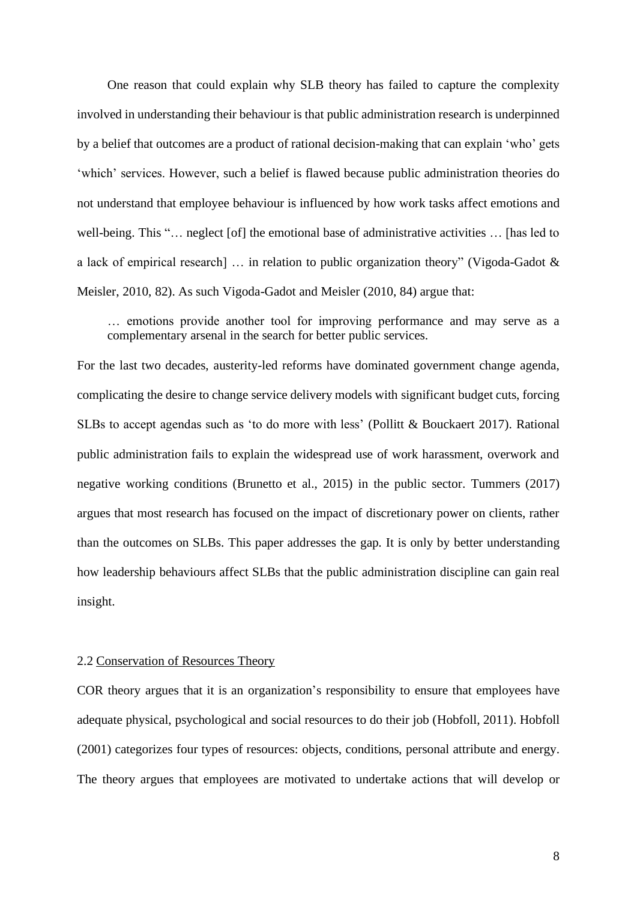One reason that could explain why SLB theory has failed to capture the complexity involved in understanding their behaviour is that public administration research is underpinned by a belief that outcomes are a product of rational decision-making that can explain 'who' gets 'which' services. However, such a belief is flawed because public administration theories do not understand that employee behaviour is influenced by how work tasks affect emotions and well-being. This "… neglect [of] the emotional base of administrative activities … [has led to a lack of empirical research] … in relation to public organization theory" (Vigoda-Gadot & Meisler, 2010, 82). As such Vigoda-Gadot and Meisler (2010, 84) argue that:

> … emotions provide another tool for improving performance and may serve as a complementary arsenal in the search for better public services.

For the last two decades, austerity-led reforms have dominated government change agenda, complicating the desire to change service delivery models with significant budget cuts, forcing SLBs to accept agendas such as 'to do more with less' (Pollitt & Bouckaert 2017). Rational public administration fails to explain the widespread use of work harassment, overwork and negative working conditions (Brunetto et al., 2015) in the public sector. Tummers (2017) argues that most research has focused on the impact of discretionary power on clients, rather than the outcomes on SLBs. This paper addresses the gap. It is only by better understanding how leadership behaviours affect SLBs that the public administration discipline can gain real insight.

### 2.2 Conservation of Resources Theory

COR theory argues that it is an organization's responsibility to ensure that employees have adequate physical, psychological and social resources to do their job (Hobfoll, 2011). Hobfoll (2001) categorizes four types of resources: objects, conditions, personal attribute and energy. The theory argues that employees are motivated to undertake actions that will develop or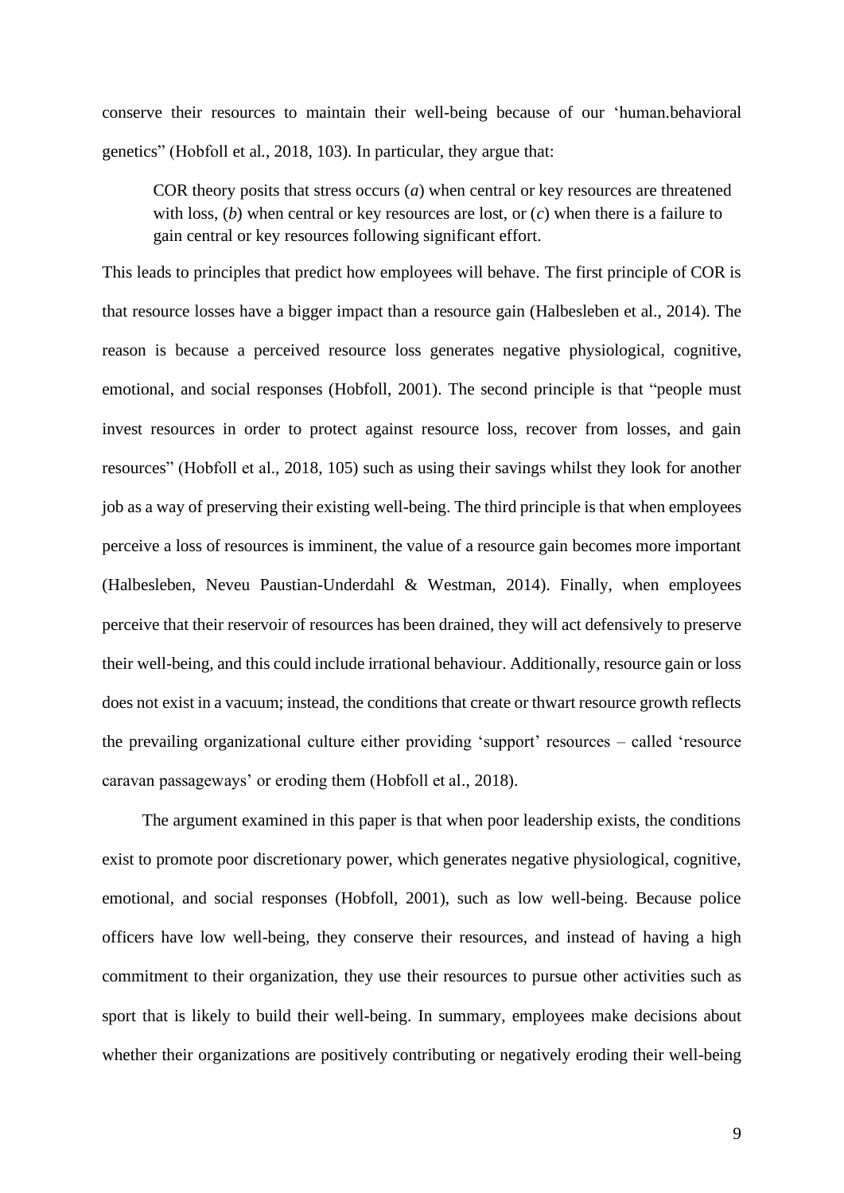conserve their resources to maintain their well-being because of our 'human.behavioral genetics" (Hobfoll et al., 2018, 103). In particular, they argue that:

> COR theory posits that stress occurs (*a*) when central or key resources are threatened with loss, (*b*) when central or key resources are lost, or (*c*) when there is a failure to gain central or key resources following significant effort.

This leads to principles that predict how employees will behave. The first principle of COR is that resource losses have a bigger impact than a resource gain (Halbesleben et al., 2014). The reason is because a perceived resource loss generates negative physiological, cognitive, emotional, and social responses (Hobfoll, 2001). The second principle is that "people must invest resources in order to protect against resource loss, recover from losses, and gain resources" (Hobfoll et al., 2018, 105) such as using their savings whilst they look for another job as a way of preserving their existing well-being. The third principle is that when employees perceive a loss of resources is imminent, the value of a resource gain becomes more important (Halbesleben, Neveu Paustian-Underdahl & Westman, 2014). Finally, when employees perceive that their reservoir of resources has been drained, they will act defensively to preserve their well-being, and this could include irrational behaviour. Additionally, resource gain or loss does not exist in a vacuum; instead, the conditions that create or thwart resource growth reflects the prevailing organizational culture either providing 'support' resources – called 'resource caravan passageways' or eroding them (Hobfoll et al., 2018).

The argument examined in this paper is that when poor leadership exists, the conditions exist to promote poor discretionary power, which generates negative physiological, cognitive, emotional, and social responses (Hobfoll, 2001), such as low well-being. Because police officers have low well-being, they conserve their resources, and instead of having a high commitment to their organization, they use their resources to pursue other activities such as sport that is likely to build their well-being. In summary, employees make decisions about whether their organizations are positively contributing or negatively eroding their well-being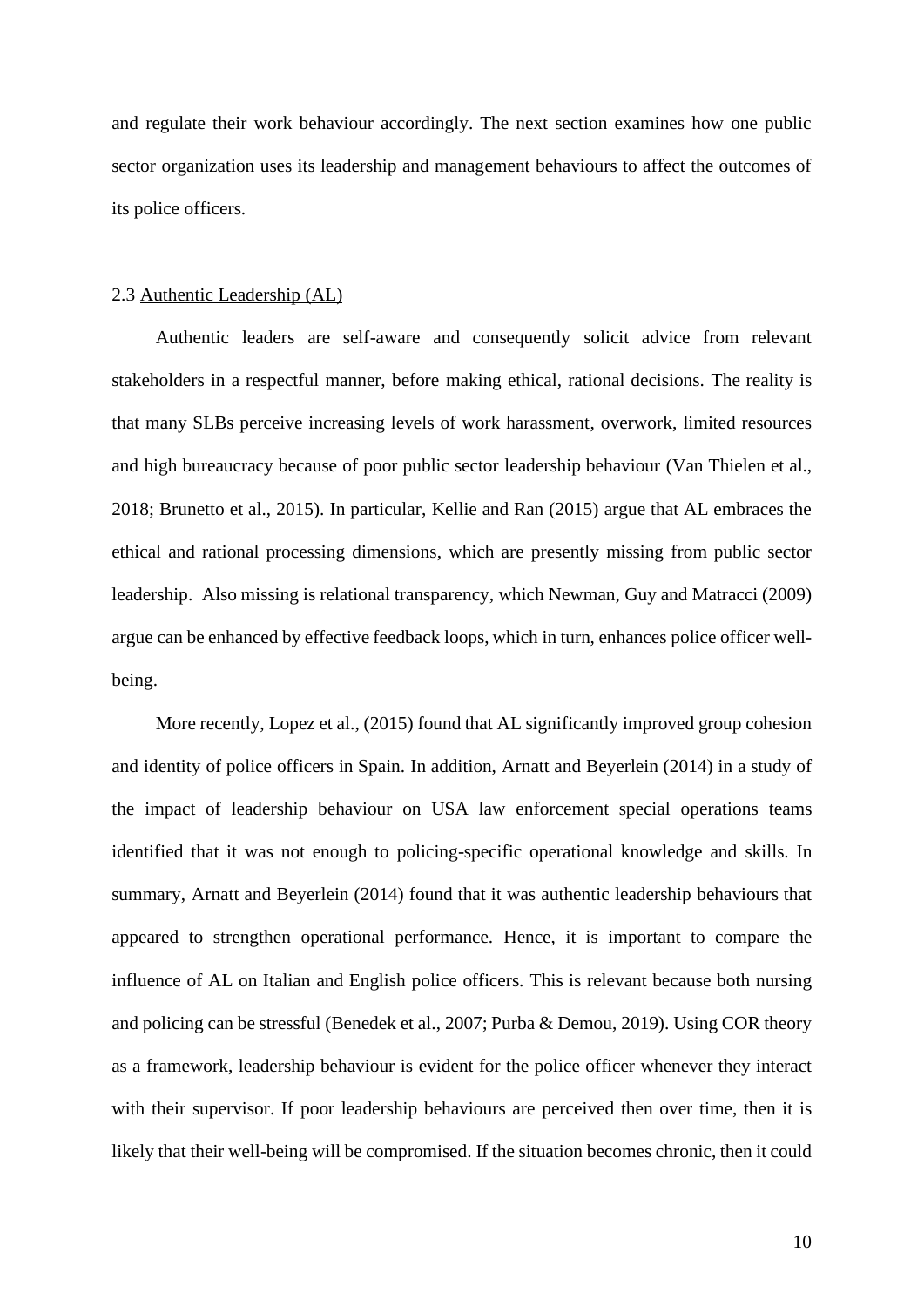and regulate their work behaviour accordingly. The next section examines how one public sector organization uses its leadership and management behaviours to affect the outcomes of its police officers.

### 2.3 Authentic Leadership (AL)

Authentic leaders are self-aware and consequently solicit advice from relevant stakeholders in a respectful manner, before making ethical, rational decisions. The reality is that many SLBs perceive increasing levels of work harassment, overwork, limited resources and high bureaucracy because of poor public sector leadership behaviour (Van Thielen et al., 2018; Brunetto et al., 2015). In particular, Kellie and Ran (2015) argue that AL embraces the ethical and rational processing dimensions, which are presently missing from public sector leadership. Also missing is relational transparency, which Newman, Guy and Matracci (2009) argue can be enhanced by effective feedback loops, which in turn, enhances police officer well-being.

More recently, Lopez et al., (2015) found that AL significantly improved group cohesion and identity of police officers in Spain. In addition, Arnatt and Beyerlein (2014) in a study of the impact of leadership behaviour on USA law enforcement special operations teams identified that it was not enough to policing-specific operational knowledge and skills. In summary, Arnatt and Beyerlein (2014) found that it was authentic leadership behaviours that appeared to strengthen operational performance. Hence, it is important to compare the influence of AL on Italian and English police officers. This is relevant because both nursing and policing can be stressful (Benedek et al., 2007; Purba & Demou, 2019). Using COR theory as a framework, leadership behaviour is evident for the police officer whenever they interact with their supervisor. If poor leadership behaviours are perceived then over time, then it is likely that their well-being will be compromised. If the situation becomes chronic, then it could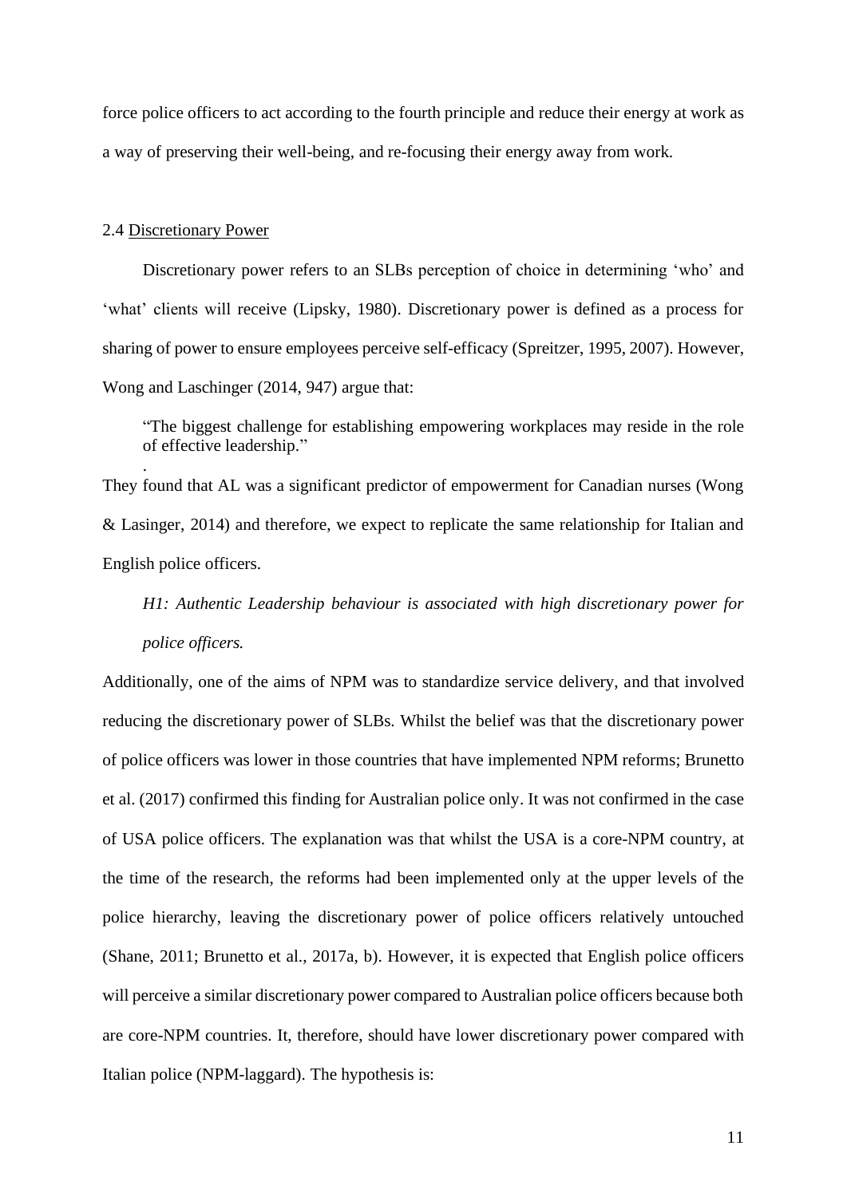force police officers to act according to the fourth principle and reduce their energy at work as a way of preserving their well-being, and re-focusing their energy away from work.

2.4 Discretionary Power

Discretionary power refers to an SLBs perception of choice in determining 'who' and 'what' clients will receive (Lipsky, 1980). Discretionary power is defined as a process for sharing of power to ensure employees perceive self-efficacy (Spreitzer, 1995, 2007). However, Wong and Laschinger (2014, 947) argue that:

> "The biggest challenge for establishing empowering workplaces may reside in the role of effective leadership."
> .

They found that AL was a significant predictor of empowerment for Canadian nurses (Wong & Lasinger, 2014) and therefore, we expect to replicate the same relationship for Italian and English police officers.

*H1: Authentic Leadership behaviour is associated with high discretionary power for police officers.*

Additionally, one of the aims of NPM was to standardize service delivery, and that involved reducing the discretionary power of SLBs. Whilst the belief was that the discretionary power of police officers was lower in those countries that have implemented NPM reforms; Brunetto et al. (2017) confirmed this finding for Australian police only. It was not confirmed in the case of USA police officers. The explanation was that whilst the USA is a core-NPM country, at the time of the research, the reforms had been implemented only at the upper levels of the police hierarchy, leaving the discretionary power of police officers relatively untouched (Shane, 2011; Brunetto et al., 2017a, b). However, it is expected that English police officers will perceive a similar discretionary power compared to Australian police officers because both are core-NPM countries. It, therefore, should have lower discretionary power compared with Italian police (NPM-laggard). The hypothesis is: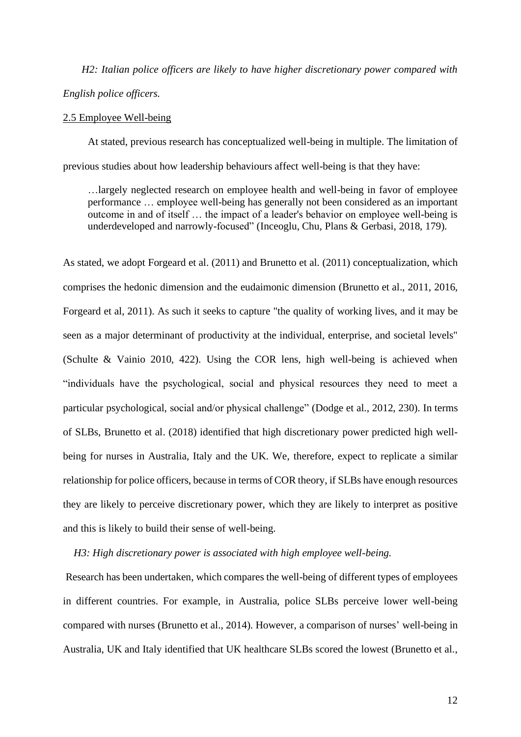*H2: Italian police officers are likely to have higher discretionary power compared with English police officers.*

2.5 Employee Well-being

At stated, previous research has conceptualized well-being in multiple. The limitation of previous studies about how leadership behaviours affect well-being is that they have:

> …largely neglected research on employee health and well-being in favor of employee performance … employee well-being has generally not been considered as an important outcome in and of itself … the impact of a leader's behavior on employee well-being is underdeveloped and narrowly-focused" (Inceoglu, Chu, Plans & Gerbasi, 2018, 179).

As stated, we adopt Forgeard et al. (2011) and Brunetto et al. (2011) conceptualization, which comprises the hedonic dimension and the eudaimonic dimension (Brunetto et al., 2011, 2016, Forgeard et al, 2011). As such it seeks to capture "the quality of working lives, and it may be seen as a major determinant of productivity at the individual, enterprise, and societal levels" (Schulte & Vainio 2010, 422). Using the COR lens, high well-being is achieved when "individuals have the psychological, social and physical resources they need to meet a particular psychological, social and/or physical challenge" (Dodge et al., 2012, 230). In terms of SLBs, Brunetto et al. (2018) identified that high discretionary power predicted high well-being for nurses in Australia, Italy and the UK. We, therefore, expect to replicate a similar relationship for police officers, because in terms of COR theory, if SLBs have enough resources they are likely to perceive discretionary power, which they are likely to interpret as positive and this is likely to build their sense of well-being.

*H3: High discretionary power is associated with high employee well-being.*

Research has been undertaken, which compares the well-being of different types of employees in different countries. For example, in Australia, police SLBs perceive lower well-being compared with nurses (Brunetto et al., 2014). However, a comparison of nurses' well-being in Australia, UK and Italy identified that UK healthcare SLBs scored the lowest (Brunetto et al.,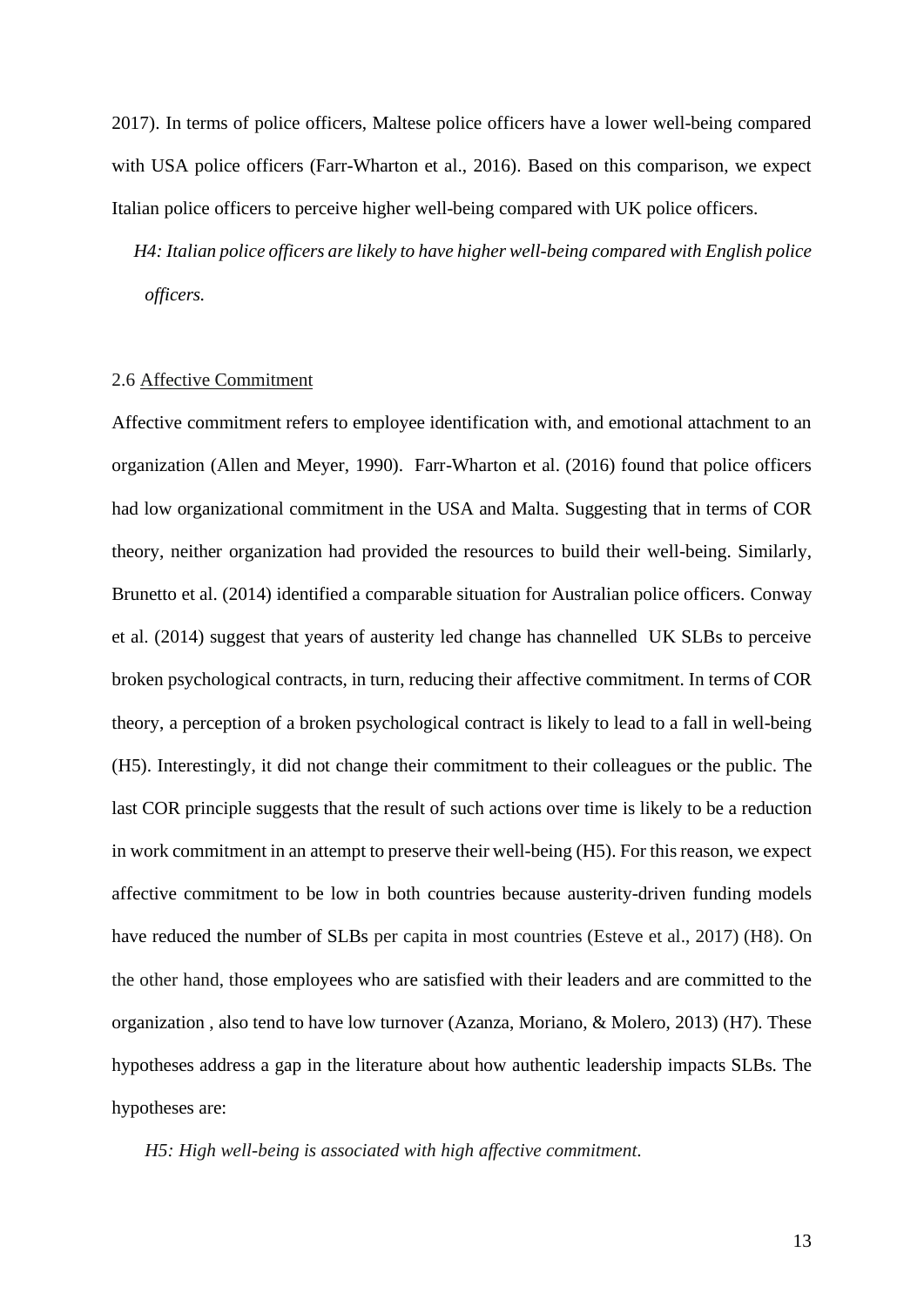2017). In terms of police officers, Maltese police officers have a lower well-being compared with USA police officers (Farr-Wharton et al., 2016). Based on this comparison, we expect Italian police officers to perceive higher well-being compared with UK police officers.

*H4: Italian police officers are likely to have higher well-being compared with English police officers.*

### 2.6 Affective Commitment

Affective commitment refers to employee identification with, and emotional attachment to an organization (Allen and Meyer, 1990). Farr-Wharton et al. (2016) found that police officers had low organizational commitment in the USA and Malta. Suggesting that in terms of COR theory, neither organization had provided the resources to build their well-being. Similarly, Brunetto et al. (2014) identified a comparable situation for Australian police officers. Conway et al. (2014) suggest that years of austerity led change has channelled UK SLBs to perceive broken psychological contracts, in turn, reducing their affective commitment. In terms of COR theory, a perception of a broken psychological contract is likely to lead to a fall in well-being (H5). Interestingly, it did not change their commitment to their colleagues or the public. The last COR principle suggests that the result of such actions over time is likely to be a reduction in work commitment in an attempt to preserve their well-being (H5). For this reason, we expect affective commitment to be low in both countries because austerity-driven funding models have reduced the number of SLBs per capita in most countries (Esteve et al., 2017) (H8). On the other hand, those employees who are satisfied with their leaders and are committed to the organization , also tend to have low turnover (Azanza, Moriano, & Molero, 2013) (H7). These hypotheses address a gap in the literature about how authentic leadership impacts SLBs. The hypotheses are:

*H5: High well-being is associated with high affective commitment.*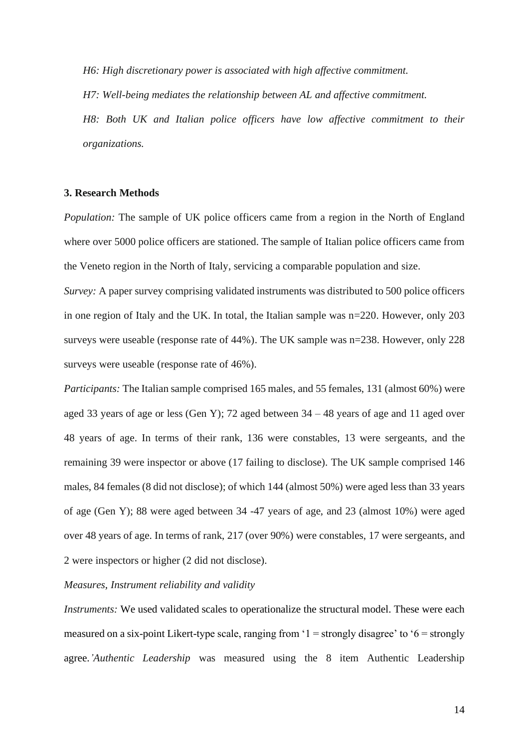*H6: High discretionary power is associated with high affective commitment.*

*H7: Well-being mediates the relationship between AL and affective commitment.*

*H8: Both UK and Italian police officers have low affective commitment to their organizations.*

### 3. Research Methods

*Population:* The sample of UK police officers came from a region in the North of England where over 5000 police officers are stationed. The sample of Italian police officers came from the Veneto region in the North of Italy, servicing a comparable population and size.

*Survey:* A paper survey comprising validated instruments was distributed to 500 police officers in one region of Italy and the UK. In total, the Italian sample was n=220. However, only 203 surveys were useable (response rate of 44%). The UK sample was n=238. However, only 228 surveys were useable (response rate of 46%).

*Participants:* The Italian sample comprised 165 males, and 55 females, 131 (almost 60%) were aged 33 years of age or less (Gen Y); 72 aged between 34 – 48 years of age and 11 aged over 48 years of age. In terms of their rank, 136 were constables, 13 were sergeants, and the remaining 39 were inspector or above (17 failing to disclose). The UK sample comprised 146 males, 84 females (8 did not disclose); of which 144 (almost 50%) were aged less than 33 years of age (Gen Y); 88 were aged between 34 -47 years of age, and 23 (almost 10%) were aged over 48 years of age. In terms of rank, 217 (over 90%) were constables, 17 were sergeants, and 2 were inspectors or higher (2 did not disclose).

*Measures, Instrument reliability and validity*

*Instruments:* We used validated scales to operationalize the structural model. These were each measured on a six-point Likert-type scale, ranging from '1 = strongly disagree' to '6 = strongly agree.*' Authentic Leadership* was measured using the 8 item Authentic Leadership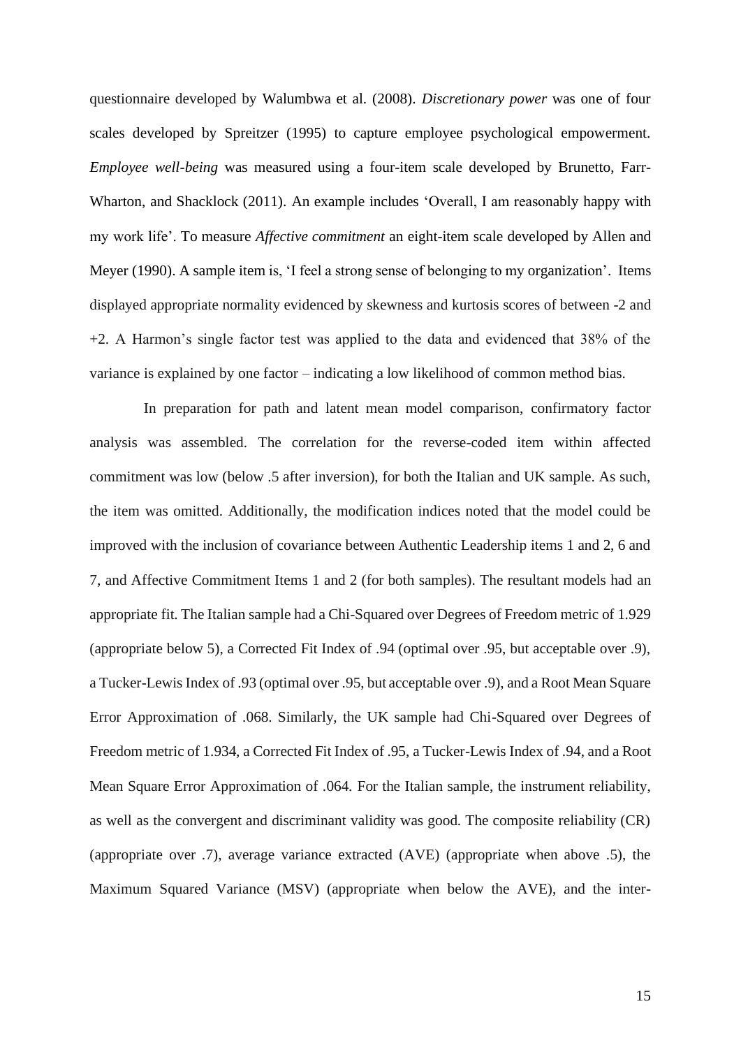questionnaire developed by Walumbwa et al. (2008). *Discretionary power* was one of four scales developed by Spreitzer (1995) to capture employee psychological empowerment. *Employee well-being* was measured using a four-item scale developed by Brunetto, Farr-Wharton, and Shacklock (2011). An example includes 'Overall, I am reasonably happy with my work life'. To measure *Affective commitment* an eight-item scale developed by Allen and Meyer (1990). A sample item is, 'I feel a strong sense of belonging to my organization'. Items displayed appropriate normality evidenced by skewness and kurtosis scores of between -2 and +2. A Harmon's single factor test was applied to the data and evidenced that 38% of the variance is explained by one factor – indicating a low likelihood of common method bias.

In preparation for path and latent mean model comparison, confirmatory factor analysis was assembled. The correlation for the reverse-coded item within affected commitment was low (below .5 after inversion), for both the Italian and UK sample. As such, the item was omitted. Additionally, the modification indices noted that the model could be improved with the inclusion of covariance between Authentic Leadership items 1 and 2, 6 and 7, and Affective Commitment Items 1 and 2 (for both samples). The resultant models had an appropriate fit. The Italian sample had a Chi-Squared over Degrees of Freedom metric of 1.929 (appropriate below 5), a Corrected Fit Index of .94 (optimal over .95, but acceptable over .9), a Tucker-Lewis Index of .93 (optimal over .95, but acceptable over .9), and a Root Mean Square Error Approximation of .068. Similarly, the UK sample had Chi-Squared over Degrees of Freedom metric of 1.934, a Corrected Fit Index of .95, a Tucker-Lewis Index of .94, and a Root Mean Square Error Approximation of .064. For the Italian sample, the instrument reliability, as well as the convergent and discriminant validity was good. The composite reliability (CR) (appropriate over .7), average variance extracted (AVE) (appropriate when above .5), the Maximum Squared Variance (MSV) (appropriate when below the AVE), and the inter-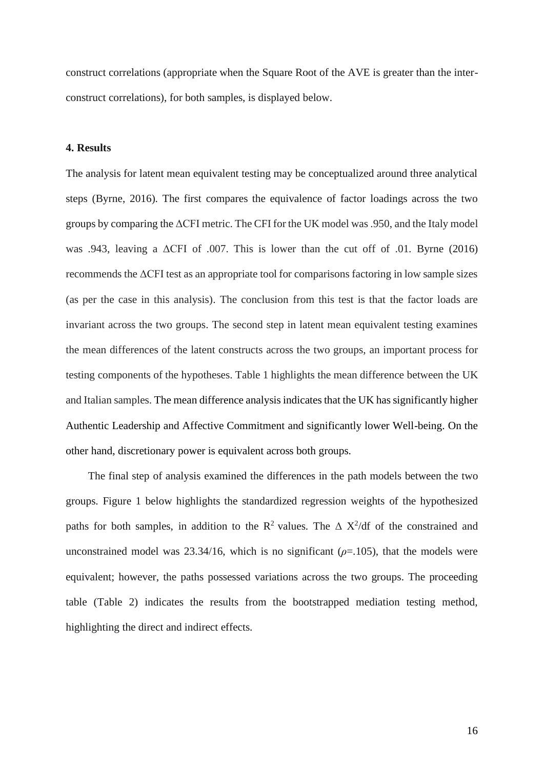construct correlations (appropriate when the Square Root of the AVE is greater than the inter-construct correlations), for both samples, is displayed below.

### 4. Results

The analysis for latent mean equivalent testing may be conceptualized around three analytical steps (Byrne, 2016). The first compares the equivalence of factor loadings across the two groups by comparing the ΔCFI metric. The CFI for the UK model was .950, and the Italy model was .943, leaving a ΔCFI of .007. This is lower than the cut off of .01. Byrne (2016) recommends the ΔCFI test as an appropriate tool for comparisons factoring in low sample sizes (as per the case in this analysis). The conclusion from this test is that the factor loads are invariant across the two groups. The second step in latent mean equivalent testing examines the mean differences of the latent constructs across the two groups, an important process for testing components of the hypotheses. Table 1 highlights the mean difference between the UK and Italian samples. The mean difference analysis indicates that the UK has significantly higher Authentic Leadership and Affective Commitment and significantly lower Well-being. On the other hand, discretionary power is equivalent across both groups.

The final step of analysis examined the differences in the path models between the two groups. Figure 1 below highlights the standardized regression weights of the hypothesized paths for both samples, in addition to the $R^2$ values. The $\Delta$ $X^2$/df of the constrained and unconstrained model was 23.34/16, which is no significant ($\rho$=.105), that the models were equivalent; however, the paths possessed variations across the two groups. The proceeding table (Table 2) indicates the results from the bootstrapped mediation testing method, highlighting the direct and indirect effects.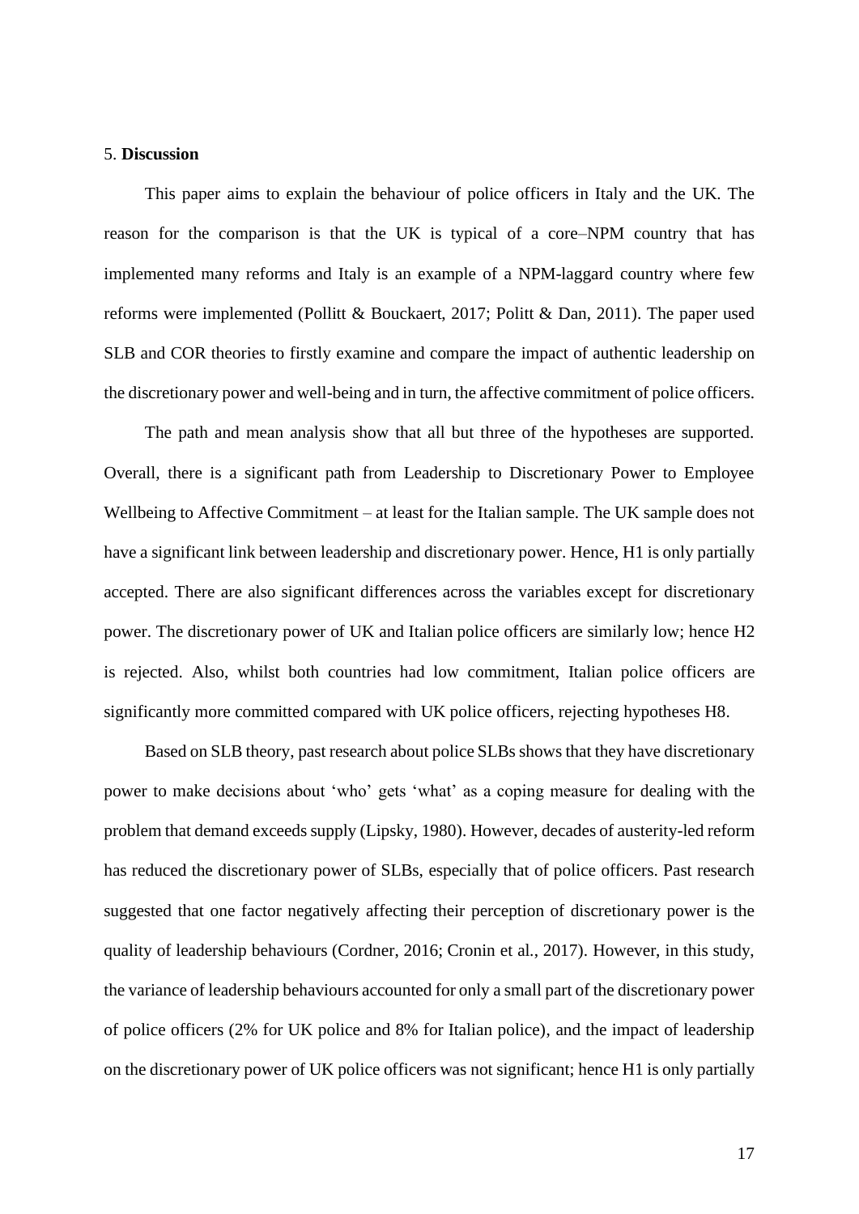## 5. **Discussion**

This paper aims to explain the behaviour of police officers in Italy and the UK. The reason for the comparison is that the UK is typical of a core–NPM country that has implemented many reforms and Italy is an example of a NPM-laggard country where few reforms were implemented (Pollitt & Bouckaert, 2017; Politt & Dan, 2011). The paper used SLB and COR theories to firstly examine and compare the impact of authentic leadership on the discretionary power and well-being and in turn, the affective commitment of police officers.

The path and mean analysis show that all but three of the hypotheses are supported. Overall, there is a significant path from Leadership to Discretionary Power to Employee Wellbeing to Affective Commitment – at least for the Italian sample. The UK sample does not have a significant link between leadership and discretionary power. Hence, H1 is only partially accepted. There are also significant differences across the variables except for discretionary power. The discretionary power of UK and Italian police officers are similarly low; hence H2 is rejected. Also, whilst both countries had low commitment, Italian police officers are significantly more committed compared with UK police officers, rejecting hypotheses H8.

Based on SLB theory, past research about police SLBs shows that they have discretionary power to make decisions about 'who' gets 'what' as a coping measure for dealing with the problem that demand exceeds supply (Lipsky, 1980). However, decades of austerity-led reform has reduced the discretionary power of SLBs, especially that of police officers. Past research suggested that one factor negatively affecting their perception of discretionary power is the quality of leadership behaviours (Cordner, 2016; Cronin et al., 2017). However, in this study, the variance of leadership behaviours accounted for only a small part of the discretionary power of police officers (2% for UK police and 8% for Italian police), and the impact of leadership on the discretionary power of UK police officers was not significant; hence H1 is only partially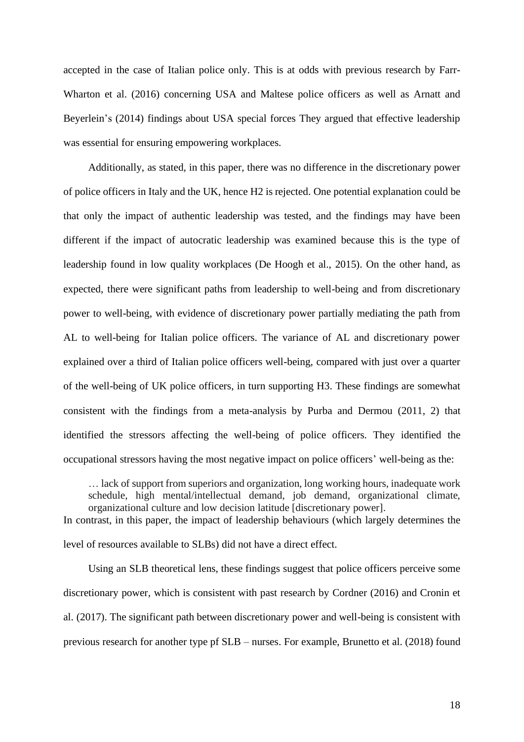accepted in the case of Italian police only. This is at odds with previous research by Farr-Wharton et al. (2016) concerning USA and Maltese police officers as well as Arnatt and Beyerlein's (2014) findings about USA special forces They argued that effective leadership was essential for ensuring empowering workplaces.

Additionally, as stated, in this paper, there was no difference in the discretionary power of police officers in Italy and the UK, hence H2 is rejected. One potential explanation could be that only the impact of authentic leadership was tested, and the findings may have been different if the impact of autocratic leadership was examined because this is the type of leadership found in low quality workplaces (De Hoogh et al., 2015). On the other hand, as expected, there were significant paths from leadership to well-being and from discretionary power to well-being, with evidence of discretionary power partially mediating the path from AL to well-being for Italian police officers. The variance of AL and discretionary power explained over a third of Italian police officers well-being, compared with just over a quarter of the well-being of UK police officers, in turn supporting H3. These findings are somewhat consistent with the findings from a meta-analysis by Purba and Dermou (2011, 2) that identified the stressors affecting the well-being of police officers. They identified the occupational stressors having the most negative impact on police officers' well-being as the:

> … lack of support from superiors and organization, long working hours, inadequate work schedule, high mental/intellectual demand, job demand, organizational climate, organizational culture and low decision latitude [discretionary power].

In contrast, in this paper, the impact of leadership behaviours (which largely determines the level of resources available to SLBs) did not have a direct effect.

Using an SLB theoretical lens, these findings suggest that police officers perceive some discretionary power, which is consistent with past research by Cordner (2016) and Cronin et al. (2017). The significant path between discretionary power and well-being is consistent with previous research for another type pf SLB – nurses. For example, Brunetto et al. (2018) found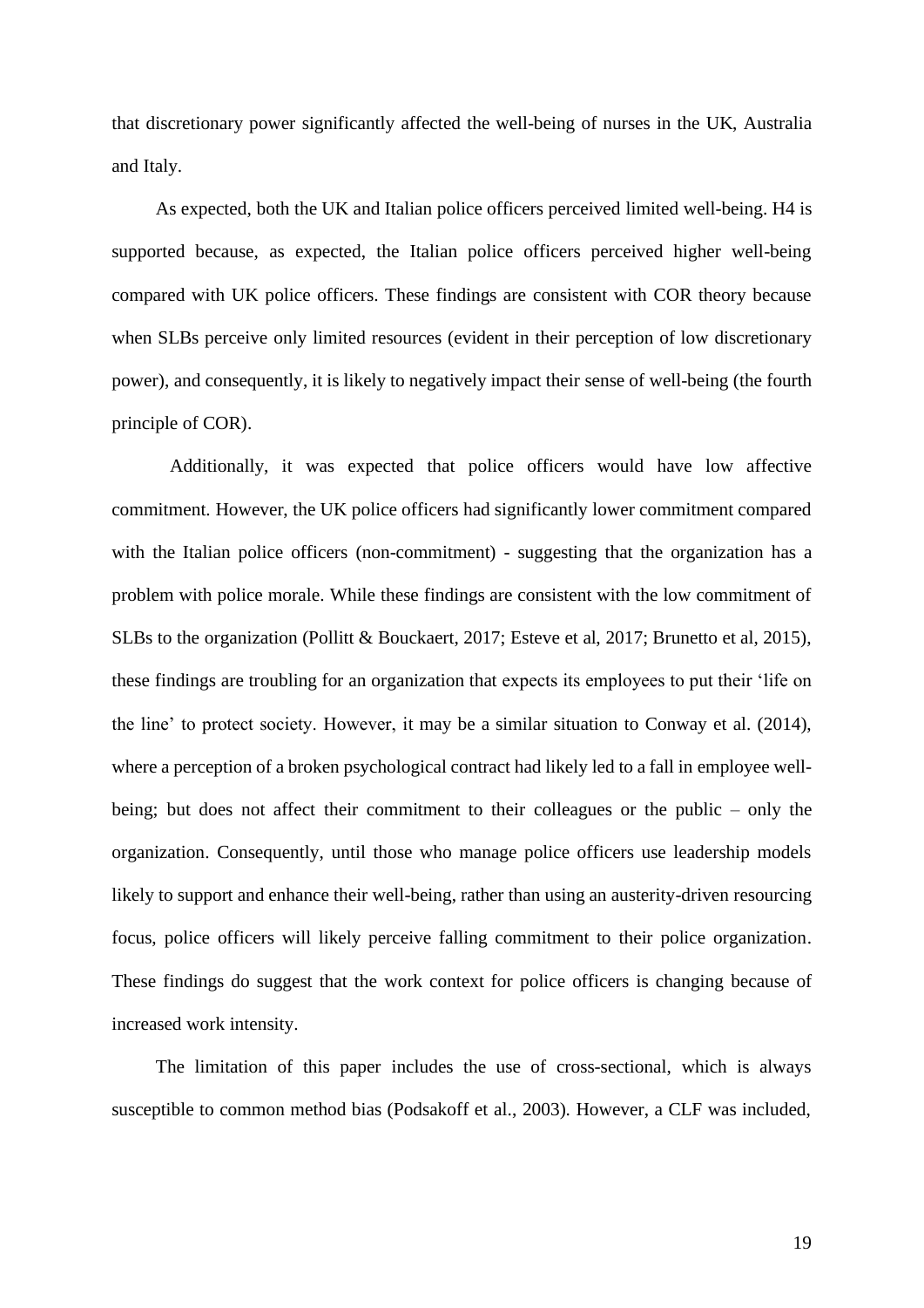that discretionary power significantly affected the well-being of nurses in the UK, Australia and Italy.

As expected, both the UK and Italian police officers perceived limited well-being. H4 is supported because, as expected, the Italian police officers perceived higher well-being compared with UK police officers. These findings are consistent with COR theory because when SLBs perceive only limited resources (evident in their perception of low discretionary power), and consequently, it is likely to negatively impact their sense of well-being (the fourth principle of COR).

Additionally, it was expected that police officers would have low affective commitment. However, the UK police officers had significantly lower commitment compared with the Italian police officers (non-commitment) - suggesting that the organization has a problem with police morale. While these findings are consistent with the low commitment of SLBs to the organization (Pollitt & Bouckaert, 2017; Esteve et al, 2017; Brunetto et al, 2015), these findings are troubling for an organization that expects its employees to put their 'life on the line' to protect society. However, it may be a similar situation to Conway et al. (2014), where a perception of a broken psychological contract had likely led to a fall in employee well-being; but does not affect their commitment to their colleagues or the public – only the organization. Consequently, until those who manage police officers use leadership models likely to support and enhance their well-being, rather than using an austerity-driven resourcing focus, police officers will likely perceive falling commitment to their police organization. These findings do suggest that the work context for police officers is changing because of increased work intensity.

The limitation of this paper includes the use of cross-sectional, which is always susceptible to common method bias (Podsakoff et al., 2003). However, a CLF was included,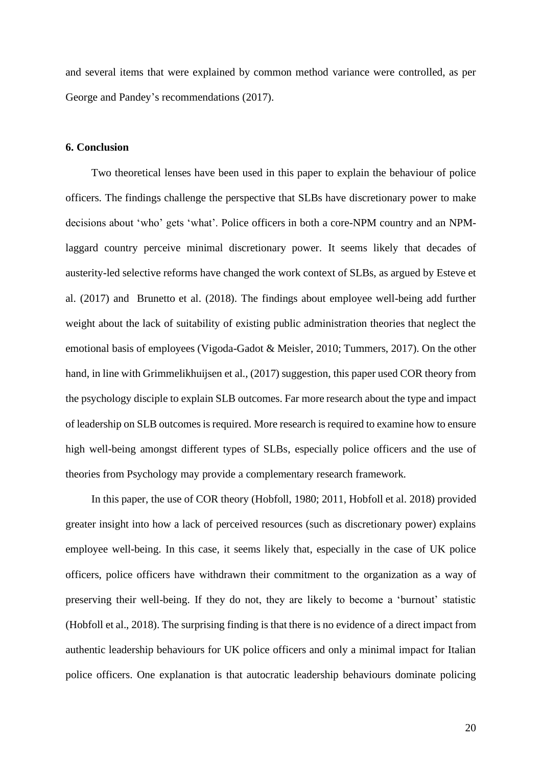and several items that were explained by common method variance were controlled, as per George and Pandey's recommendations (2017).

**6. Conclusion**

Two theoretical lenses have been used in this paper to explain the behaviour of police officers. The findings challenge the perspective that SLBs have discretionary power to make decisions about 'who' gets 'what'. Police officers in both a core-NPM country and an NPM-laggard country perceive minimal discretionary power. It seems likely that decades of austerity-led selective reforms have changed the work context of SLBs, as argued by Esteve et al. (2017) and Brunetto et al. (2018). The findings about employee well-being add further weight about the lack of suitability of existing public administration theories that neglect the emotional basis of employees (Vigoda-Gadot & Meisler, 2010; Tummers, 2017). On the other hand, in line with Grimmelikhuijsen et al., (2017) suggestion, this paper used COR theory from the psychology disciple to explain SLB outcomes. Far more research about the type and impact of leadership on SLB outcomes is required. More research is required to examine how to ensure high well-being amongst different types of SLBs, especially police officers and the use of theories from Psychology may provide a complementary research framework.

In this paper, the use of COR theory (Hobfoll, 1980; 2011, Hobfoll et al. 2018) provided greater insight into how a lack of perceived resources (such as discretionary power) explains employee well-being. In this case, it seems likely that, especially in the case of UK police officers, police officers have withdrawn their commitment to the organization as a way of preserving their well-being. If they do not, they are likely to become a 'burnout' statistic (Hobfoll et al., 2018). The surprising finding is that there is no evidence of a direct impact from authentic leadership behaviours for UK police officers and only a minimal impact for Italian police officers. One explanation is that autocratic leadership behaviours dominate policing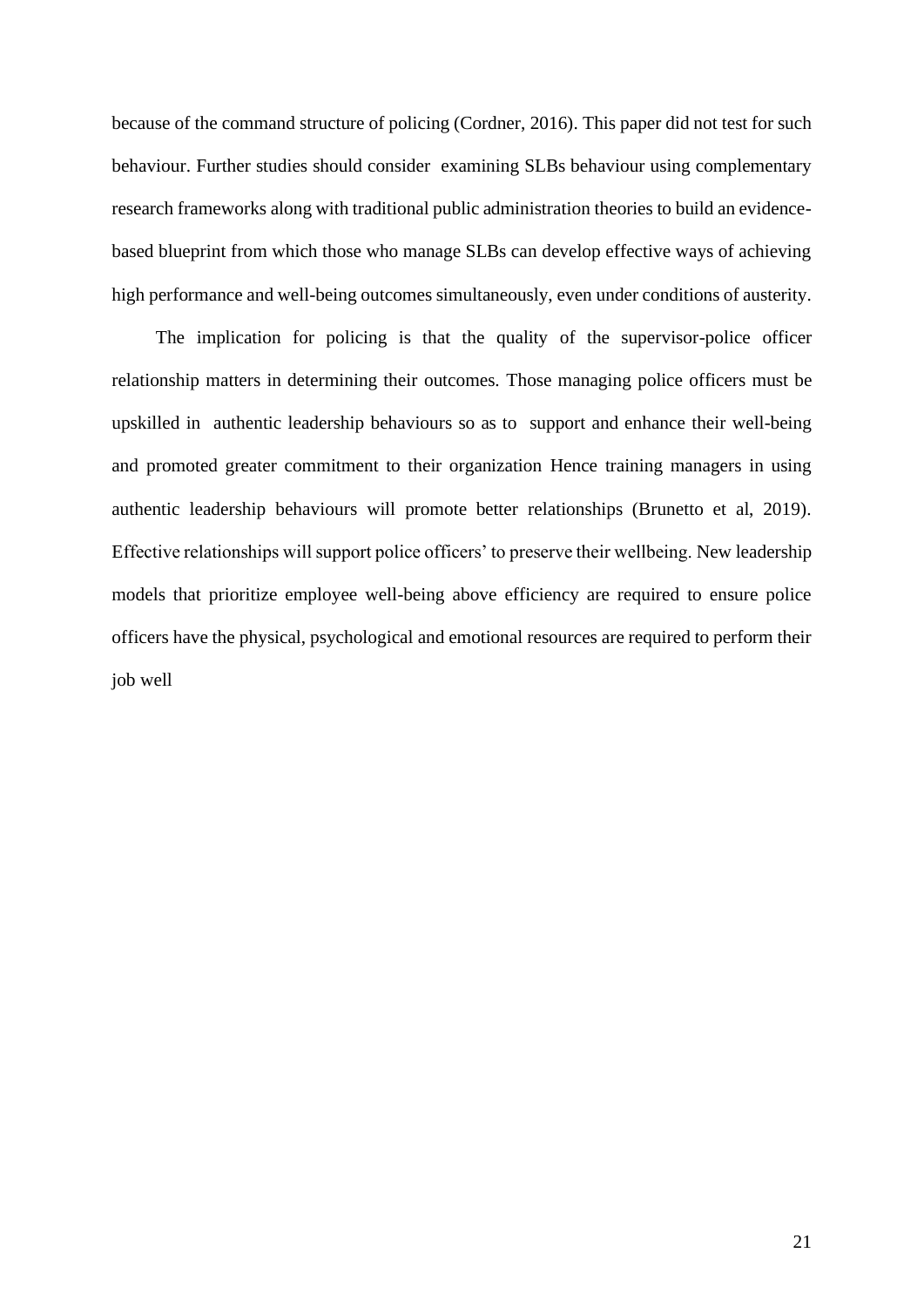because of the command structure of policing (Cordner, 2016). This paper did not test for such behaviour. Further studies should consider examining SLBs behaviour using complementary research frameworks along with traditional public administration theories to build an evidence-based blueprint from which those who manage SLBs can develop effective ways of achieving high performance and well-being outcomes simultaneously, even under conditions of austerity.

The implication for policing is that the quality of the supervisor-police officer relationship matters in determining their outcomes. Those managing police officers must be upskilled in authentic leadership behaviours so as to support and enhance their well-being and promoted greater commitment to their organization Hence training managers in using authentic leadership behaviours will promote better relationships (Brunetto et al, 2019). Effective relationships will support police officers' to preserve their wellbeing. New leadership models that prioritize employee well-being above efficiency are required to ensure police officers have the physical, psychological and emotional resources are required to perform their job well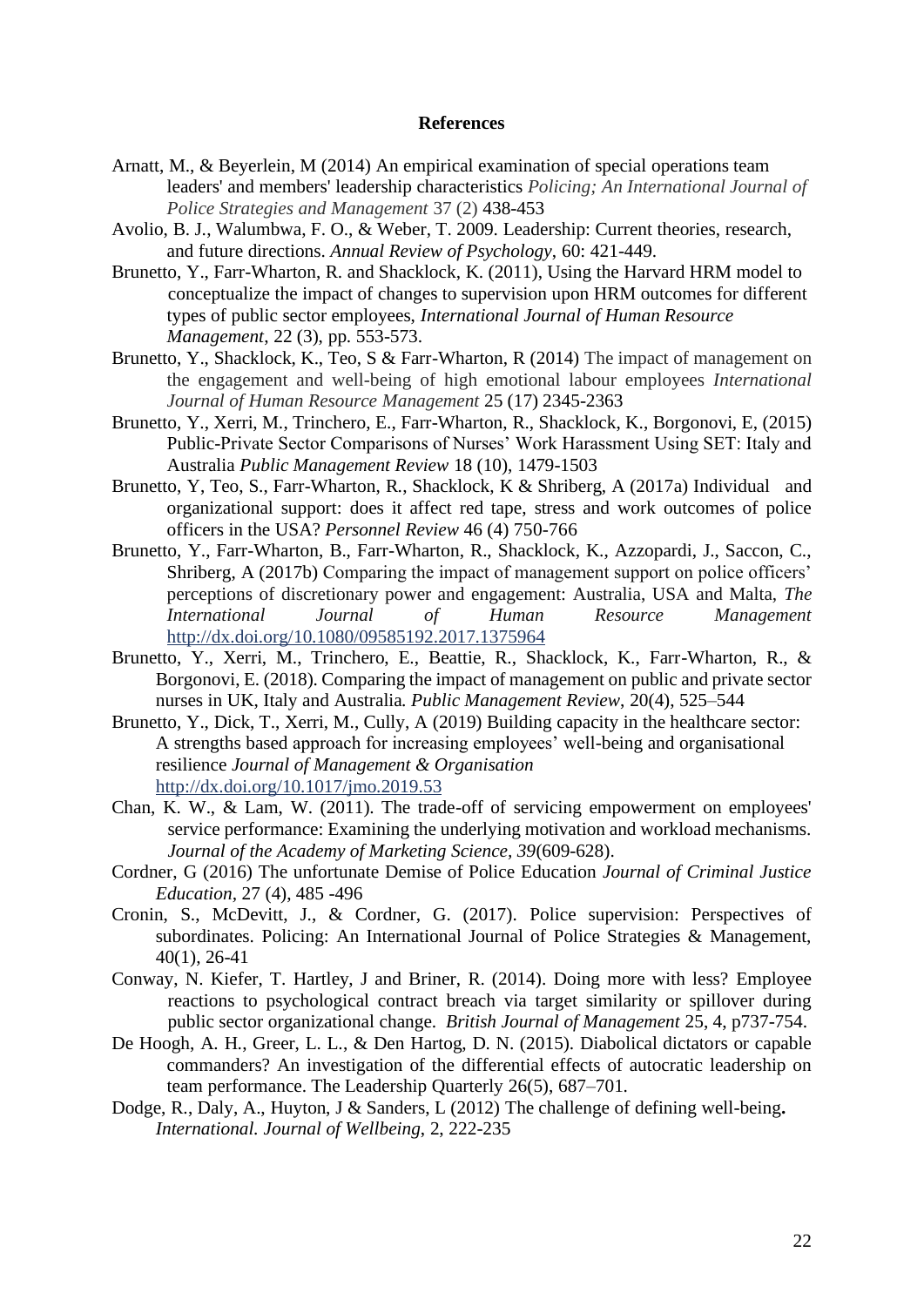**References**

Arnatt, M., & Beyerlein, M (2014) An empirical examination of special operations team leaders' and members' leadership characteristics *Policing; An International Journal of Police Strategies and Management* 37 (2) 438-453

Avolio, B. J., Walumbwa, F. O., & Weber, T. 2009. Leadership: Current theories, research, and future directions. *Annual Review of Psychology*, 60: 421-449.

Brunetto, Y., Farr-Wharton, R. and Shacklock, K. (2011), Using the Harvard HRM model to conceptualize the impact of changes to supervision upon HRM outcomes for different types of public sector employees, *International Journal of Human Resource Management*, 22 (3), pp. 553-573.

Brunetto, Y., Shacklock, K., Teo, S & Farr-Wharton, R (2014) The impact of management on the engagement and well-being of high emotional labour employees *International Journal of Human Resource Management* 25 (17) 2345-2363

Brunetto, Y., Xerri, M., Trinchero, E., Farr-Wharton, R., Shacklock, K., Borgonovi, E, (2015) Public-Private Sector Comparisons of Nurses' Work Harassment Using SET: Italy and Australia *Public Management Review* 18 (10), 1479-1503

Brunetto, Y, Teo, S., Farr-Wharton, R., Shacklock, K & Shriberg, A (2017a) Individual and organizational support: does it affect red tape, stress and work outcomes of police officers in the USA? *Personnel Review* 46 (4) 750-766

Brunetto, Y., Farr-Wharton, B., Farr-Wharton, R., Shacklock, K., Azzopardi, J., Saccon, C., Shriberg, A (2017b) Comparing the impact of management support on police officers' perceptions of discretionary power and engagement: Australia, USA and Malta, *The International Journal of Human Resource Management* http://dx.doi.org/10.1080/09585192.2017.1375964

Brunetto, Y., Xerri, M., Trinchero, E., Beattie, R., Shacklock, K., Farr-Wharton, R., & Borgonovi, E. (2018). Comparing the impact of management on public and private sector nurses in UK, Italy and Australia. *Public Management Review*, 20(4), 525–544

Brunetto, Y., Dick, T., Xerri, M., Cully, A (2019) Building capacity in the healthcare sector: A strengths based approach for increasing employees' well-being and organisational resilience *Journal of Management & Organisation* http://dx.doi.org/10.1017/jmo.2019.53

Chan, K. W., & Lam, W. (2011). The trade-off of servicing empowerment on employees' service performance: Examining the underlying motivation and workload mechanisms. *Journal of the Academy of Marketing Science*, *39*(609-628).

Cordner, G (2016) The unfortunate Demise of Police Education *Journal of Criminal Justice Education*, 27 (4), 485 -496

Cronin, S., McDevitt, J., & Cordner, G. (2017). Police supervision: Perspectives of subordinates. Policing: An International Journal of Police Strategies & Management, 40(1), 26-41

Conway, N. Kiefer, T. Hartley, J and Briner, R. (2014). Doing more with less? Employee reactions to psychological contract breach via target similarity or spillover during public sector organizational change. *British Journal of Management* 25, 4, p737-754.

De Hoogh, A. H., Greer, L. L., & Den Hartog, D. N. (2015). Diabolical dictators or capable commanders? An investigation of the differential effects of autocratic leadership on team performance. The Leadership Quarterly 26(5), 687–701.

Dodge, R., Daly, A., Huyton, J & Sanders, L (2012) The challenge of defining well-being**.** *International. Journal of Wellbeing*, 2, 222-235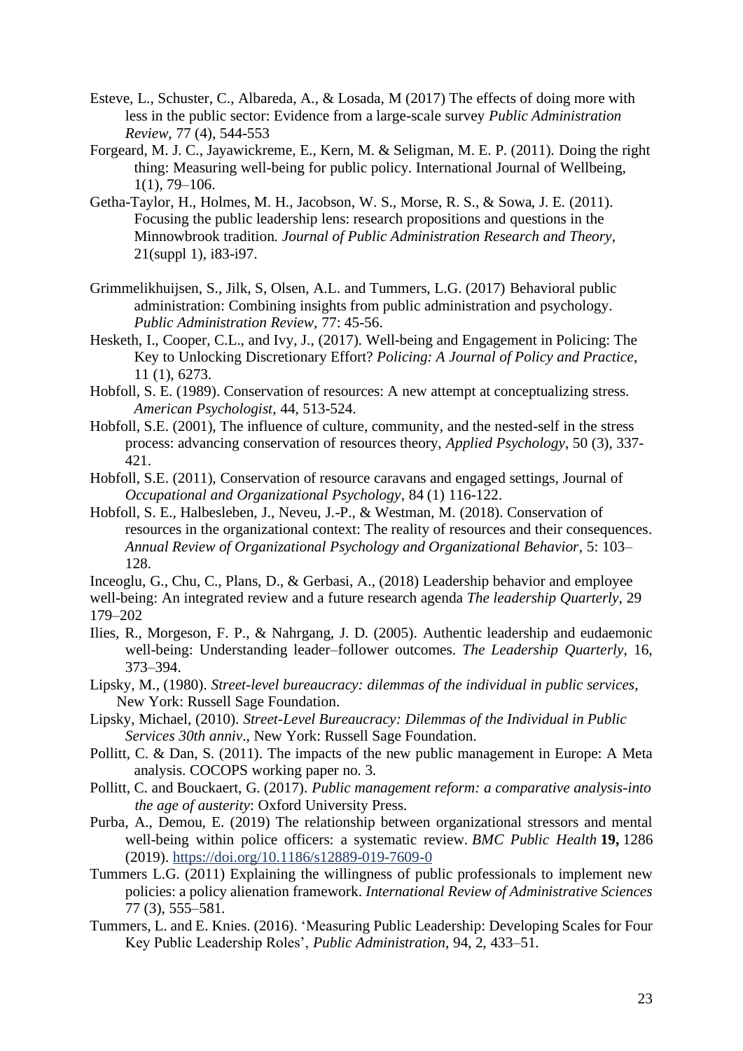Esteve, L., Schuster, C., Albareda, A., & Losada, M (2017) The effects of doing more with less in the public sector: Evidence from a large-scale survey *Public Administration Review*, 77 (4), 544-553

Forgeard, M. J. C., Jayawickreme, E., Kern, M. & Seligman, M. E. P. (2011). Doing the right thing: Measuring well-being for public policy. International Journal of Wellbeing, 1(1), 79–106.

Getha-Taylor, H., Holmes, M. H., Jacobson, W. S., Morse, R. S., & Sowa, J. E. (2011). Focusing the public leadership lens: research propositions and questions in the Minnowbrook tradition*. Journal of Public Administration Research and Theory*, 21(suppl 1), i83-i97.

Grimmelikhuijsen, S., Jilk, S, Olsen, A.L. and Tummers, L.G. (2017) Behavioral public administration: Combining insights from public administration and psychology. *Public Administration Review,* 77: 45-56.

Hesketh, I., Cooper, C.L., and Ivy, J., (2017). Well-being and Engagement in Policing: The Key to Unlocking Discretionary Effort? *Policing: A Journal of Policy and Practice*, 11 (1), 6273.

Hobfoll, S. E. (1989). Conservation of resources: A new attempt at conceptualizing stress. *American Psychologist*, 44, 513-524.

Hobfoll, S.E. (2001), The influence of culture, community, and the nested-self in the stress process: advancing conservation of resources theory, *Applied Psychology*, 50 (3), 337-421.

Hobfoll, S.E. (2011), Conservation of resource caravans and engaged settings, Journal of *Occupational and Organizational Psychology*, 84 (1) 116-122.

Hobfoll, S. E., Halbesleben, J., Neveu, J.-P., & Westman, M. (2018). Conservation of resources in the organizational context: The reality of resources and their consequences. *Annual Review of Organizational Psychology and Organizational Behavior*, 5: 103–128.

Inceoglu, G., Chu, C., Plans, D., & Gerbasi, A., (2018) Leadership behavior and employee well-being: An integrated review and a future research agenda *The leadership Quarterly*, 29 179–202

Ilies, R., Morgeson, F. P., & Nahrgang, J. D. (2005). Authentic leadership and eudaemonic well-being: Understanding leader–follower outcomes. *The Leadership Quarterly*, 16, 373–394.

Lipsky, M., (1980). *Street-level bureaucracy: dilemmas of the individual in public services*, New York: Russell Sage Foundation.

Lipsky, Michael, (2010). *Street-Level Bureaucracy: Dilemmas of the Individual in Public Services 30th anniv*., New York: Russell Sage Foundation.

Pollitt, C. & Dan, S. (2011). The impacts of the new public management in Europe: A Meta analysis. COCOPS working paper no. 3.

Pollitt, C. and Bouckaert, G. (2017). *Public management reform: a comparative analysis-into the age of austerity*: Oxford University Press.

Purba, A., Demou, E. (2019) The relationship between organizational stressors and mental well-being within police officers: a systematic review. *BMC Public Health* **19,** 1286 (2019). https://doi.org/10.1186/s12889-019-7609-0

Tummers L.G. (2011) Explaining the willingness of public professionals to implement new policies: a policy alienation framework. *International Review of Administrative Sciences* 77 (3), 555–581.

Tummers, L. and E. Knies. (2016). 'Measuring Public Leadership: Developing Scales for Four Key Public Leadership Roles', *Public Administration*, 94, 2, 433–51.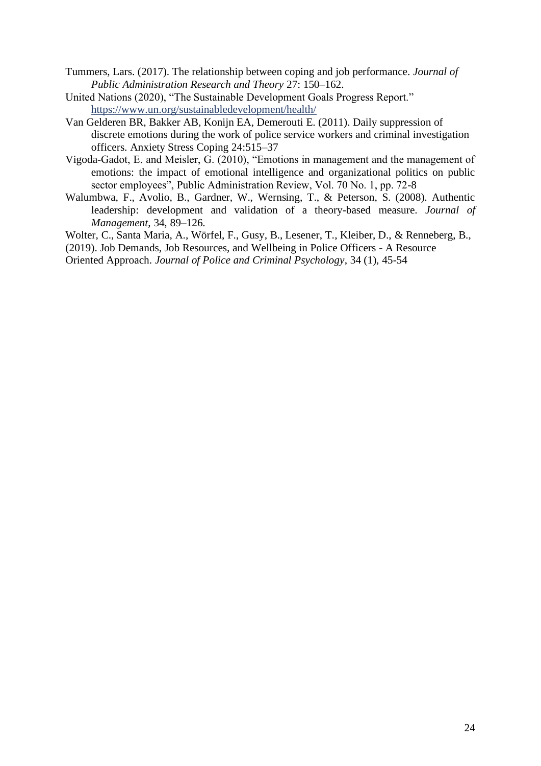Tummers, Lars. (2017). The relationship between coping and job performance. *Journal of Public Administration Research and Theory* 27: 150–162.

United Nations (2020), "The Sustainable Development Goals Progress Report." https://www.un.org/sustainabledevelopment/health/

Van Gelderen BR, Bakker AB, Konijn EA, Demerouti E. (2011). Daily suppression of discrete emotions during the work of police service workers and criminal investigation officers. Anxiety Stress Coping 24:515–37

Vigoda-Gadot, E. and Meisler, G. (2010), "Emotions in management and the management of emotions: the impact of emotional intelligence and organizational politics on public sector employees", Public Administration Review, Vol. 70 No. 1, pp. 72-8

Walumbwa, F., Avolio, B., Gardner, W., Wernsing, T., & Peterson, S. (2008). Authentic leadership: development and validation of a theory-based measure. *Journal of Management*, 34, 89–126.

Wolter, C., Santa Maria, A., Wörfel, F., Gusy, B., Lesener, T., Kleiber, D., & Renneberg, B., (2019). Job Demands, Job Resources, and Wellbeing in Police Officers - A Resource Oriented Approach. *Journal of Police and Criminal Psychology*, 34 (1), 45-54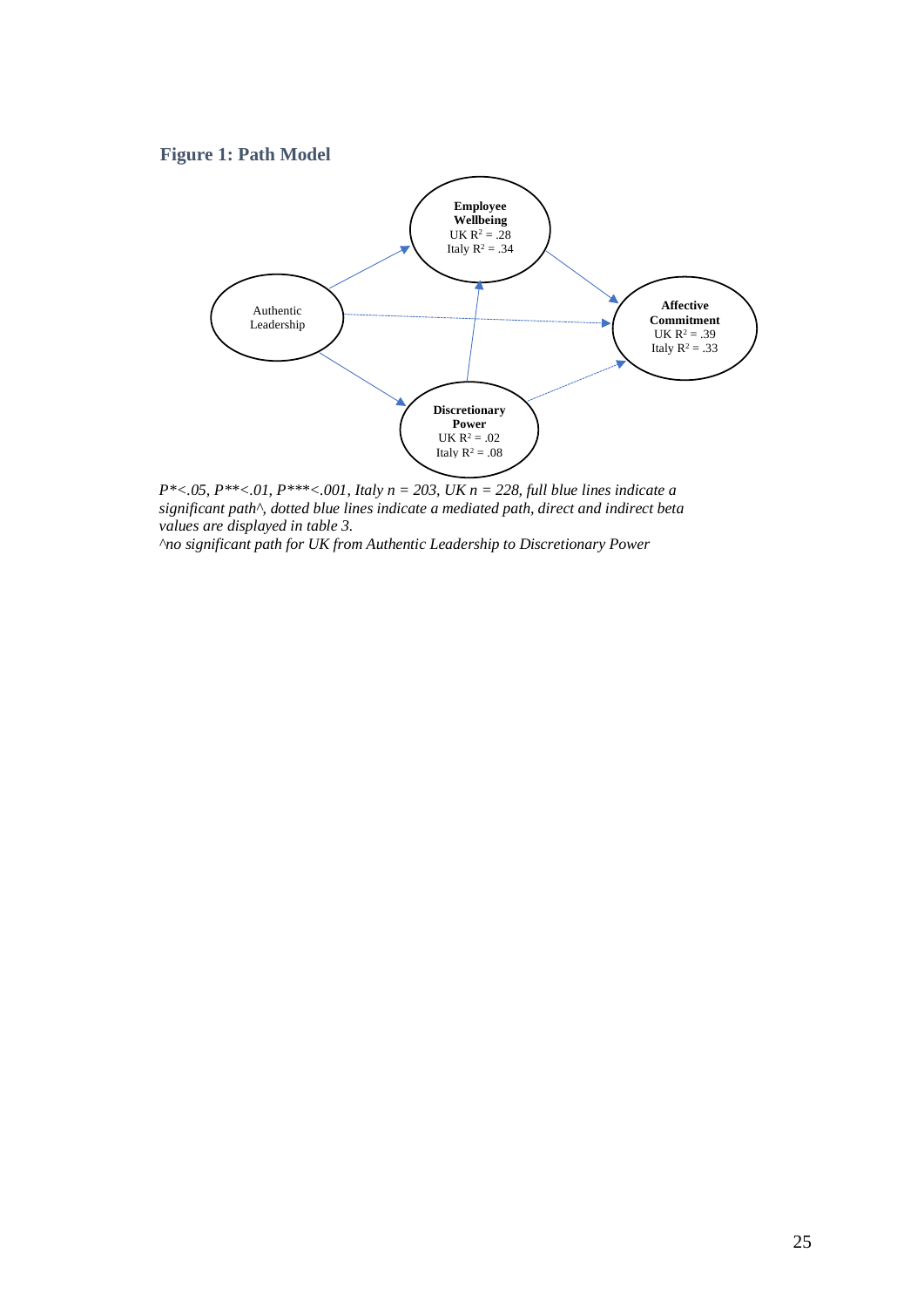### Figure 1: Path Model

Authentic Leadership

**Employee Wellbeing**
UK $R^2$ = .28
Italy $R^2$ = .34

**Affective Commitment**
UK $R^2$ = .39
Italy $R^2$ = .33

**Discretionary Power**
UK $R^2$ = .02
Italy $R^2$ = .08

*P\*<.05, P\*\*<.01, P\*\*\*<.001, Italy n = 203, UK n = 228, full blue lines indicate a significant path^, dotted blue lines indicate a mediated path, direct and indirect beta values are displayed in table 3.*

*^no significant path for UK from Authentic Leadership to Discretionary Power*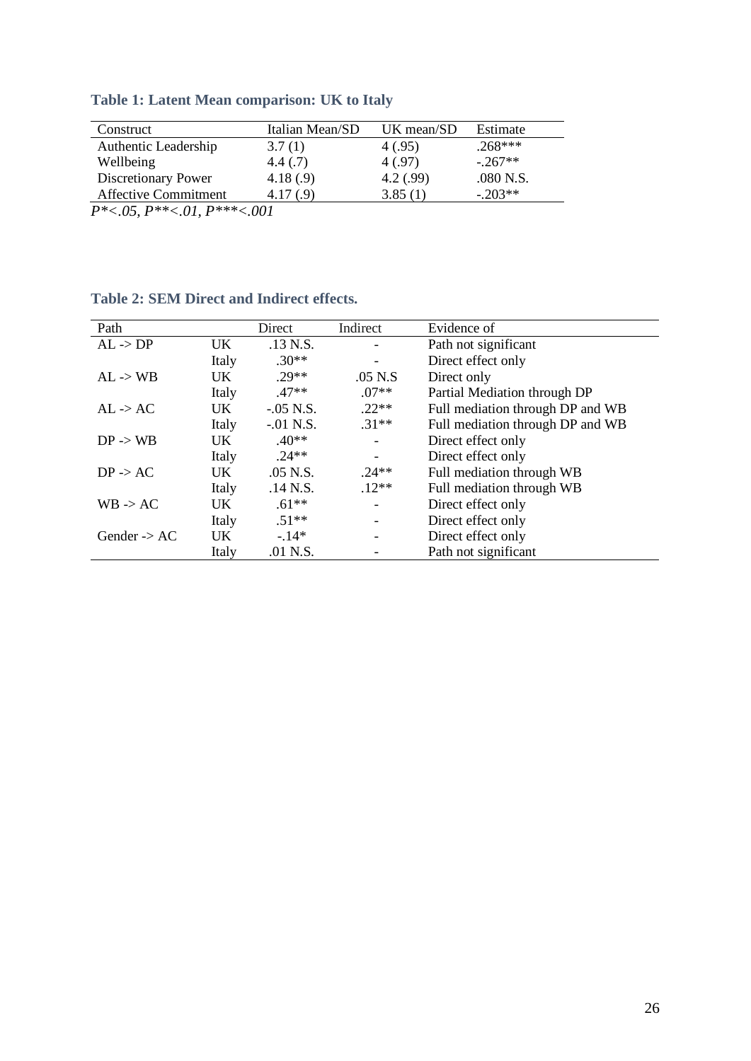**Table 1: Latent Mean comparison: UK to Italy**

| Construct | Italian Mean/SD | UK mean/SD | Estimate |
|---|---|---|---|
| Authentic Leadership | 3.7 (1) | 4 (.95) | .268*** |
| Wellbeing | 4.4 (.7) | 4 (.97) | -.267** |
| Discretionary Power | 4.18 (.9) | 4.2 (.99) | .080 N.S. |
| Affective Commitment | 4.17 (.9) | 3.85 (1) | -.203** |

*P*<.05, P**<.01, P***<.001*

**Table 2: SEM Direct and Indirect effects.**

| Path | | Direct | Indirect | Evidence of |
|---|---|---|---|---|
| AL -> DP | UK | .13 N.S. | - | Path not significant |
| | Italy | .30** | - | Direct effect only |
| AL -> WB | UK | .29** | .05 N.S | Direct only |
| | Italy | .47** | .07** | Partial Mediation through DP |
| AL -> AC | UK | -.05 N.S. | .22** | Full mediation through DP and WB |
| | Italy | -.01 N.S. | .31** | Full mediation through DP and WB |
| DP -> WB | UK | .40** | - | Direct effect only |
| | Italy | .24** | - | Direct effect only |
| DP -> AC | UK | .05 N.S. | .24** | Full mediation through WB |
| | Italy | .14 N.S. | .12** | Full mediation through WB |
| WB -> AC | UK | .61** | - | Direct effect only |
| | Italy | .51** | - | Direct effect only |
| Gender -> AC | UK | -.14* | - | Direct effect only |
| | Italy | .01 N.S. | - | Path not significant |